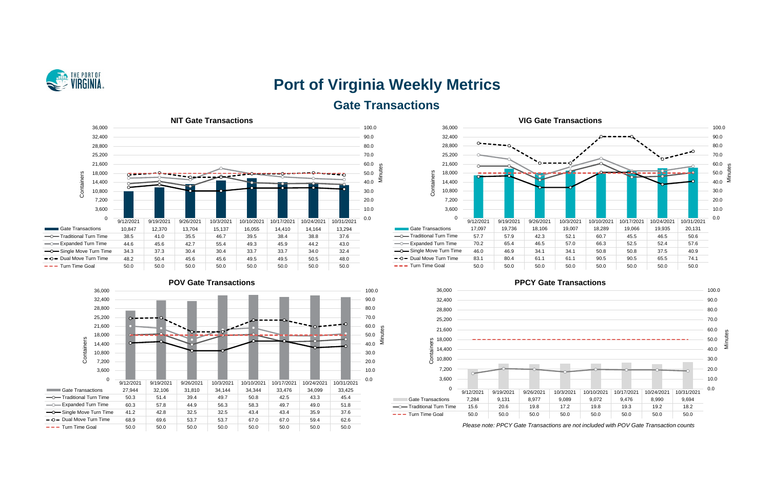# Port of Virginia Weekly Metrics

## Gate Transactions

### NIT Gate Transactions

| | 9/12/2021 | 9/19/2021 | 9/26/2021 | 10/3/2021 | 10/10/2021 | 10/17/2021 | 10/24/2021 | 10/31/2021 |
|---|---|---|---|---|---|---|---|---|
| Gate Transactions | 10,847 | 12,370 | 13,704 | 15,137 | 16,055 | 14,410 | 14,164 | 13,294 |
| Traditional Turn Time | 38.5 | 41.0 | 35.5 | 46.7 | 39.5 | 38.4 | 38.8 | 37.6 |
| Expanded Turn Time | 44.6 | 45.6 | 42.7 | 55.4 | 49.3 | 45.9 | 44.2 | 43.0 |
| Single Move Turn Time | 34.3 | 37.3 | 30.4 | 30.4 | 33.7 | 33.7 | 34.0 | 32.4 |
| Dual Move Turn Time | 48.2 | 50.4 | 45.6 | 45.6 | 49.5 | 49.5 | 50.5 | 48.0 |
| Turn Time Goal | 50.0 | 50.0 | 50.0 | 50.0 | 50.0 | 50.0 | 50.0 | 50.0 |

### VIG Gate Transactions

| | 9/12/2021 | 9/19/2021 | 9/26/2021 | 10/3/2021 | 10/10/2021 | 10/17/2021 | 10/24/2021 | 10/31/2021 |
|---|---|---|---|---|---|---|---|---|
| Gate Transactions | 17,097 | 19,736 | 18,106 | 19,007 | 18,289 | 19,066 | 19,935 | 20,131 |
| Traditional Turn Time | 57.7 | 57.9 | 42.3 | 52.1 | 60.7 | 45.5 | 46.5 | 50.6 |
| Expanded Turn Time | 70.2 | 65.4 | 46.5 | 57.0 | 66.3 | 52.5 | 52.4 | 57.6 |
| Single Move Turn Time | 46.0 | 46.9 | 34.1 | 34.1 | 50.8 | 50.8 | 37.5 | 40.9 |
| Dual Move Turn Time | 83.1 | 80.4 | 61.1 | 61.1 | 90.5 | 90.5 | 65.5 | 74.1 |
| Turn Time Goal | 50.0 | 50.0 | 50.0 | 50.0 | 50.0 | 50.0 | 50.0 | 50.0 |

### POV Gate Transactions

| | 9/12/2021 | 9/19/2021 | 9/26/2021 | 10/3/2021 | 10/10/2021 | 10/17/2021 | 10/24/2021 | 10/31/2021 |
|---|---|---|---|---|---|---|---|---|
| Gate Transactions | 27,944 | 32,106 | 31,810 | 34,144 | 34,344 | 33,476 | 34,099 | 33,425 |
| Traditional Turn Time | 50.3 | 51.4 | 39.4 | 49.7 | 50.8 | 42.5 | 43.3 | 45.4 |
| Expanded Turn Time | 60.3 | 57.8 | 44.9 | 56.3 | 58.3 | 49.7 | 49.0 | 51.8 |
| Single Move Turn Time | 41.2 | 42.8 | 32.5 | 32.5 | 43.4 | 43.4 | 35.9 | 37.6 |
| Dual Move Turn Time | 68.9 | 69.6 | 53.7 | 53.7 | 67.0 | 67.0 | 59.4 | 62.6 |
| Turn Time Goal | 50.0 | 50.0 | 50.0 | 50.0 | 50.0 | 50.0 | 50.0 | 50.0 |

### PPCY Gate Transactions

| | 9/12/2021 | 9/19/2021 | 9/26/2021 | 10/3/2021 | 10/10/2021 | 10/17/2021 | 10/24/2021 | 10/31/2021 |
|---|---|---|---|---|---|---|---|---|
| Gate Transactions | 7,284 | 9,131 | 8,977 | 9,089 | 9,072 | 9,476 | 8,990 | 9,694 |
| Traditional Turn Time | 15.6 | 20.6 | 19.8 | 17.2 | 19.8 | 19.3 | 19.2 | 18.2 |
| Turn Time Goal | 50.0 | 50.0 | 50.0 | 50.0 | 50.0 | 50.0 | 50.0 | 50.0 |

*Please note: PPCY Gate Transactions are not included with POV Gate Transaction counts*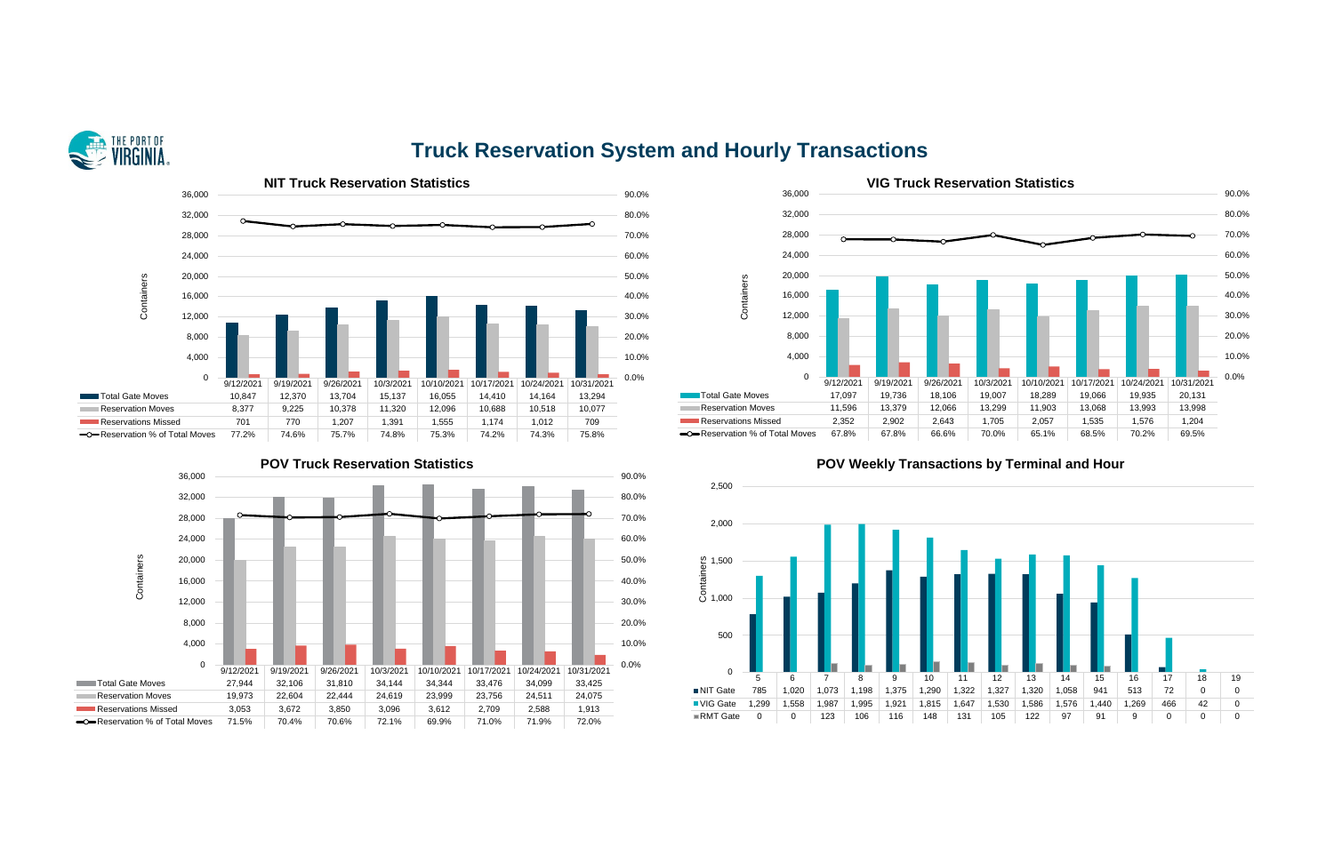# Truck Reservation System and Hourly Transactions

## NIT Truck Reservation Statistics

| | 9/12/2021 | 9/19/2021 | 9/26/2021 | 10/3/2021 | 10/10/2021 | 10/17/2021 | 10/24/2021 | 10/31/2021 |
|---|---|---|---|---|---|---|---|---|
| Total Gate Moves | 10,847 | 12,370 | 13,704 | 15,137 | 16,055 | 14,410 | 14,164 | 13,294 |
| Reservation Moves | 8,377 | 9,225 | 10,378 | 11,320 | 12,096 | 10,688 | 10,518 | 10,077 |
| Reservations Missed | 701 | 770 | 1,207 | 1,391 | 1,555 | 1,174 | 1,012 | 709 |
| Reservation % of Total Moves | 77.2% | 74.6% | 75.7% | 74.8% | 75.3% | 74.2% | 74.3% | 75.8% |

## VIG Truck Reservation Statistics

| | 9/12/2021 | 9/19/2021 | 9/26/2021 | 10/3/2021 | 10/10/2021 | 10/17/2021 | 10/24/2021 | 10/31/2021 |
|---|---|---|---|---|---|---|---|---|
| Total Gate Moves | 17,097 | 19,736 | 18,106 | 19,007 | 18,289 | 19,066 | 19,935 | 20,131 |
| Reservation Moves | 11,596 | 13,379 | 12,066 | 13,299 | 11,903 | 13,068 | 13,993 | 13,998 |
| Reservations Missed | 2,352 | 2,902 | 2,643 | 1,705 | 2,057 | 1,535 | 1,576 | 1,204 |
| Reservation % of Total Moves | 67.8% | 67.8% | 66.6% | 70.0% | 65.1% | 68.5% | 70.2% | 69.5% |

## POV Truck Reservation Statistics

| | 9/12/2021 | 9/19/2021 | 9/26/2021 | 10/3/2021 | 10/10/2021 | 10/17/2021 | 10/24/2021 | 10/31/2021 |
|---|---|---|---|---|---|---|---|---|
| Total Gate Moves | 27,944 | 32,106 | 31,810 | 34,144 | 34,344 | 33,476 | 34,099 | 33,425 |
| Reservation Moves | 19,973 | 22,604 | 22,444 | 24,619 | 23,999 | 23,756 | 24,511 | 24,075 |
| Reservations Missed | 3,053 | 3,672 | 3,850 | 3,096 | 3,612 | 2,709 | 2,588 | 1,913 |
| Reservation % of Total Moves | 71.5% | 70.4% | 70.6% | 72.1% | 69.9% | 71.0% | 71.9% | 72.0% |

## POV Weekly Transactions by Terminal and Hour

| | 5 | 6 | 7 | 8 | 9 | 10 | 11 | 12 | 13 | 14 | 15 | 16 | 17 | 18 | 19 |
|---|---|---|---|---|---|---|---|---|---|---|---|---|---|---|---|
| NIT Gate | 785 | 1,020 | 1,073 | 1,198 | 1,375 | 1,290 | 1,322 | 1,327 | 1,320 | 1,058 | 941 | 513 | 72 | 0 | 0 |
| VIG Gate | 1,299 | 1,558 | 1,987 | 1,995 | 1,921 | 1,815 | 1,647 | 1,530 | 1,586 | 1,576 | 1,440 | 1,269 | 466 | 42 | 0 |
| RMT Gate | 0 | 0 | 123 | 106 | 116 | 148 | 131 | 105 | 122 | 97 | 91 | 9 | 0 | 0 | 0 |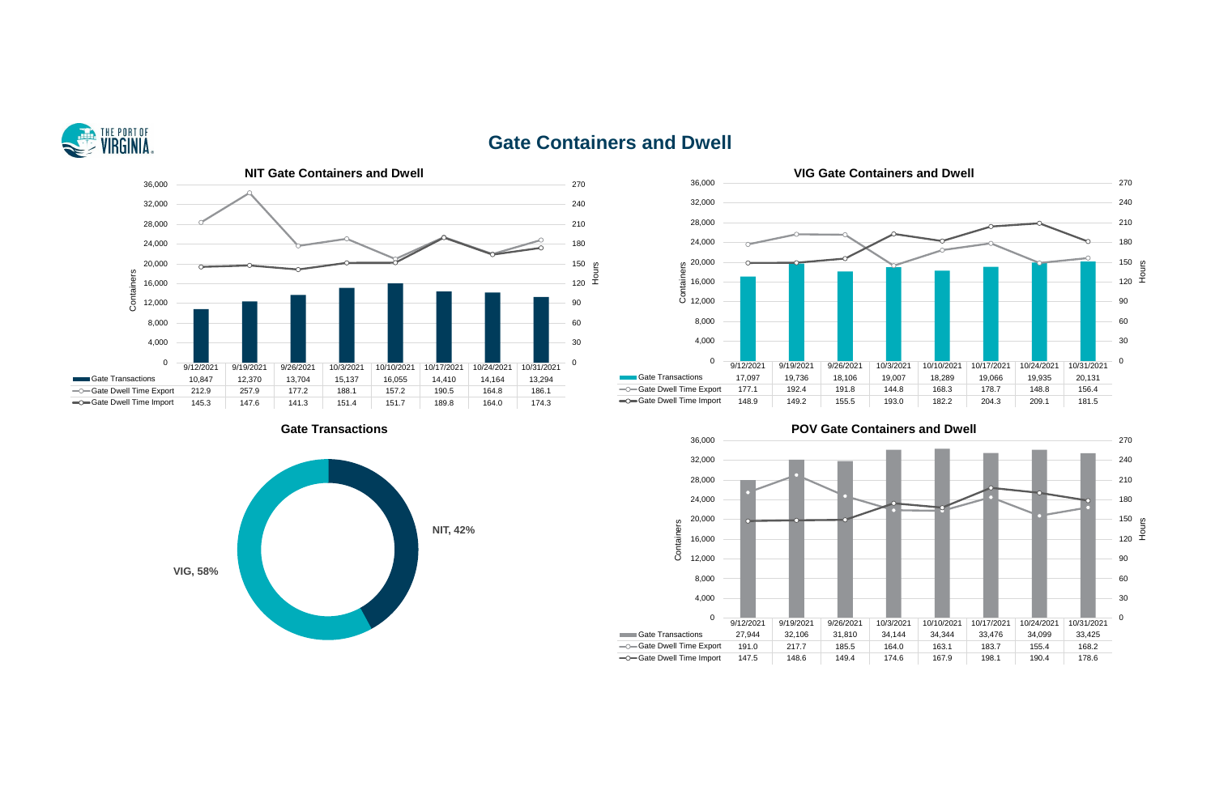# Gate Containers and Dwell

## NIT Gate Containers and Dwell

| | 9/12/2021 | 9/19/2021 | 9/26/2021 | 10/3/2021 | 10/10/2021 | 10/17/2021 | 10/24/2021 | 10/31/2021 |
|---|---|---|---|---|---|---|---|---|
| Gate Transactions | 10,847 | 12,370 | 13,704 | 15,137 | 16,055 | 14,410 | 14,164 | 13,294 |
| Gate Dwell Time Export | 212.9 | 257.9 | 177.2 | 188.1 | 157.2 | 190.5 | 164.8 | 186.1 |
| Gate Dwell Time Import | 145.3 | 147.6 | 141.3 | 151.4 | 151.7 | 189.8 | 164.0 | 174.3 |

## VIG Gate Containers and Dwell

| | 9/12/2021 | 9/19/2021 | 9/26/2021 | 10/3/2021 | 10/10/2021 | 10/17/2021 | 10/24/2021 | 10/31/2021 |
|---|---|---|---|---|---|---|---|---|
| Gate Transactions | 17,097 | 19,736 | 18,106 | 19,007 | 18,289 | 19,066 | 19,935 | 20,131 |
| Gate Dwell Time Export | 177.1 | 192.4 | 191.8 | 144.8 | 168.3 | 178.7 | 148.8 | 156.4 |
| Gate Dwell Time Import | 148.9 | 149.2 | 155.5 | 193.0 | 182.2 | 204.3 | 209.1 | 181.5 |

## Gate Transactions

- VIG, 58%
- NIT, 42%

## POV Gate Containers and Dwell

| | 9/12/2021 | 9/19/2021 | 9/26/2021 | 10/3/2021 | 10/10/2021 | 10/17/2021 | 10/24/2021 | 10/31/2021 |
|---|---|---|---|---|---|---|---|---|
| Gate Transactions | 27,944 | 32,106 | 31,810 | 34,144 | 34,344 | 33,476 | 34,099 | 33,425 |
| Gate Dwell Time Export | 191.0 | 217.7 | 185.5 | 164.0 | 163.1 | 183.7 | 155.4 | 168.2 |
| Gate Dwell Time Import | 147.5 | 148.6 | 149.4 | 174.6 | 167.9 | 198.1 | 190.4 | 178.6 |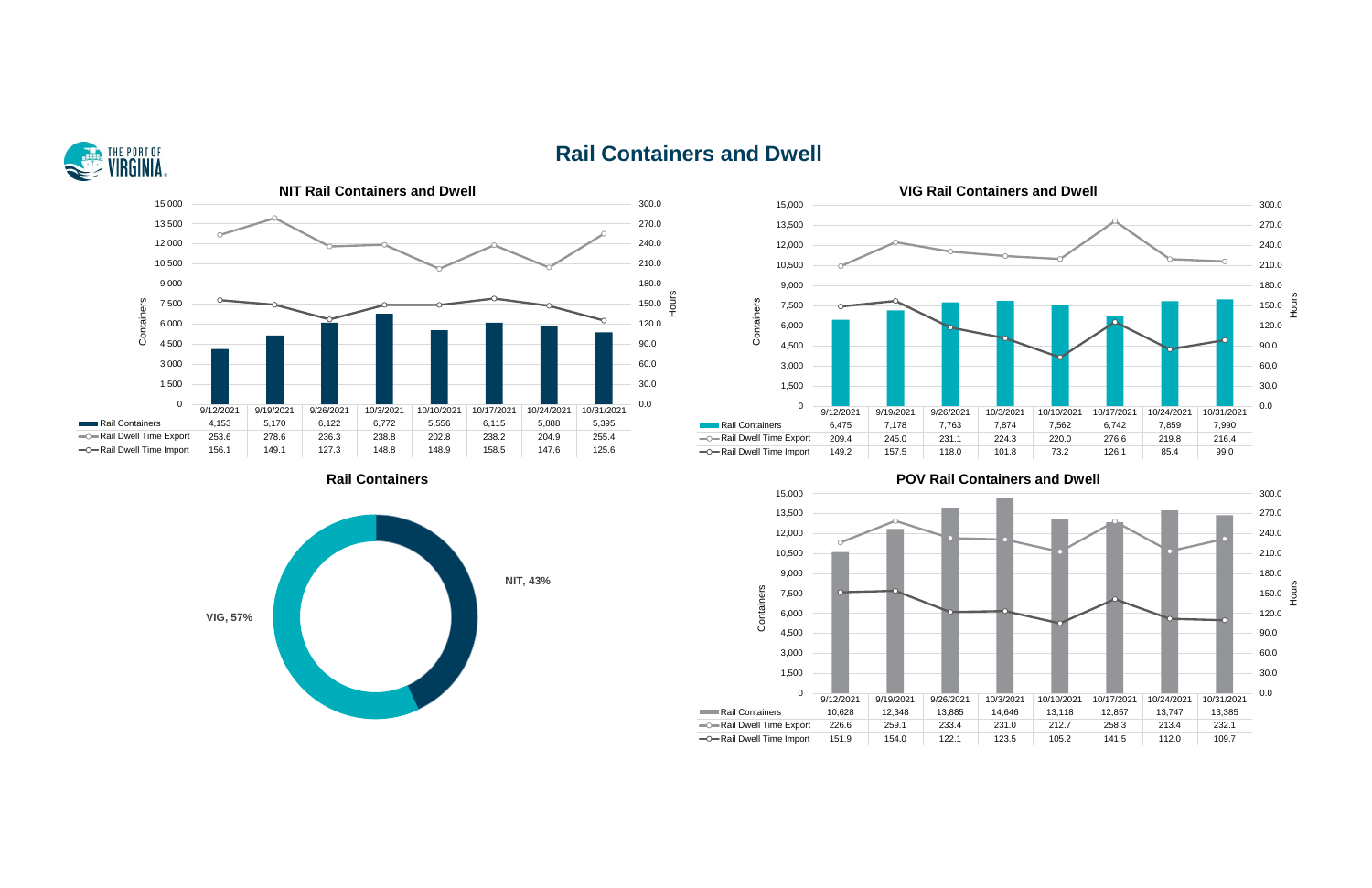THE PORT OF VIRGINIA

# Rail Containers and Dwell

## NIT Rail Containers and Dwell

Containers: 0, 1,500, 3,000, 4,500, 6,000, 7,500, 9,000, 10,500, 12,000, 13,500, 15,000

Hours: 0.0, 30.0, 60.0, 90.0, 120.0, 150.0, 180.0, 210.0, 240.0, 270.0, 300.0

| | 9/12/2021 | 9/19/2021 | 9/26/2021 | 10/3/2021 | 10/10/2021 | 10/17/2021 | 10/24/2021 | 10/31/2021 |
|---|---|---|---|---|---|---|---|---|
| Rail Containers | 4,153 | 5,170 | 6,122 | 6,772 | 5,556 | 6,115 | 5,888 | 5,395 |
| Rail Dwell Time Export | 253.6 | 278.6 | 236.3 | 238.8 | 202.8 | 238.2 | 204.9 | 255.4 |
| Rail Dwell Time Import | 156.1 | 149.1 | 127.3 | 148.8 | 148.9 | 158.5 | 147.6 | 125.6 |

## VIG Rail Containers and Dwell

Containers: 0, 1,500, 3,000, 4,500, 6,000, 7,500, 9,000, 10,500, 12,000, 13,500, 15,000

Hours: 0.0, 30.0, 60.0, 90.0, 120.0, 150.0, 180.0, 210.0, 240.0, 270.0, 300.0

| | 9/12/2021 | 9/19/2021 | 9/26/2021 | 10/3/2021 | 10/10/2021 | 10/17/2021 | 10/24/2021 | 10/31/2021 |
|---|---|---|---|---|---|---|---|---|
| Rail Containers | 6,475 | 7,178 | 7,763 | 7,874 | 7,562 | 6,742 | 7,859 | 7,990 |
| Rail Dwell Time Export | 209.4 | 245.0 | 231.1 | 224.3 | 220.0 | 276.6 | 219.8 | 216.4 |
| Rail Dwell Time Import | 149.2 | 157.5 | 118.0 | 101.8 | 73.2 | 126.1 | 85.4 | 99.0 |

## Rail Containers

NIT, 43%

VIG, 57%

## POV Rail Containers and Dwell

Containers: 0, 1,500, 3,000, 4,500, 6,000, 7,500, 9,000, 10,500, 12,000, 13,500, 15,000

Hours: 0.0, 30.0, 60.0, 90.0, 120.0, 150.0, 180.0, 210.0, 240.0, 270.0, 300.0

| | 9/12/2021 | 9/19/2021 | 9/26/2021 | 10/3/2021 | 10/10/2021 | 10/17/2021 | 10/24/2021 | 10/31/2021 |
|---|---|---|---|---|---|---|---|---|
| Rail Containers | 10,628 | 12,348 | 13,885 | 14,646 | 13,118 | 12,857 | 13,747 | 13,385 |
| Rail Dwell Time Export | 226.6 | 259.1 | 233.4 | 231.0 | 212.7 | 258.3 | 213.4 | 232.1 |
| Rail Dwell Time Import | 151.9 | 154.0 | 122.1 | 123.5 | 105.2 | 141.5 | 112.0 | 109.7 |